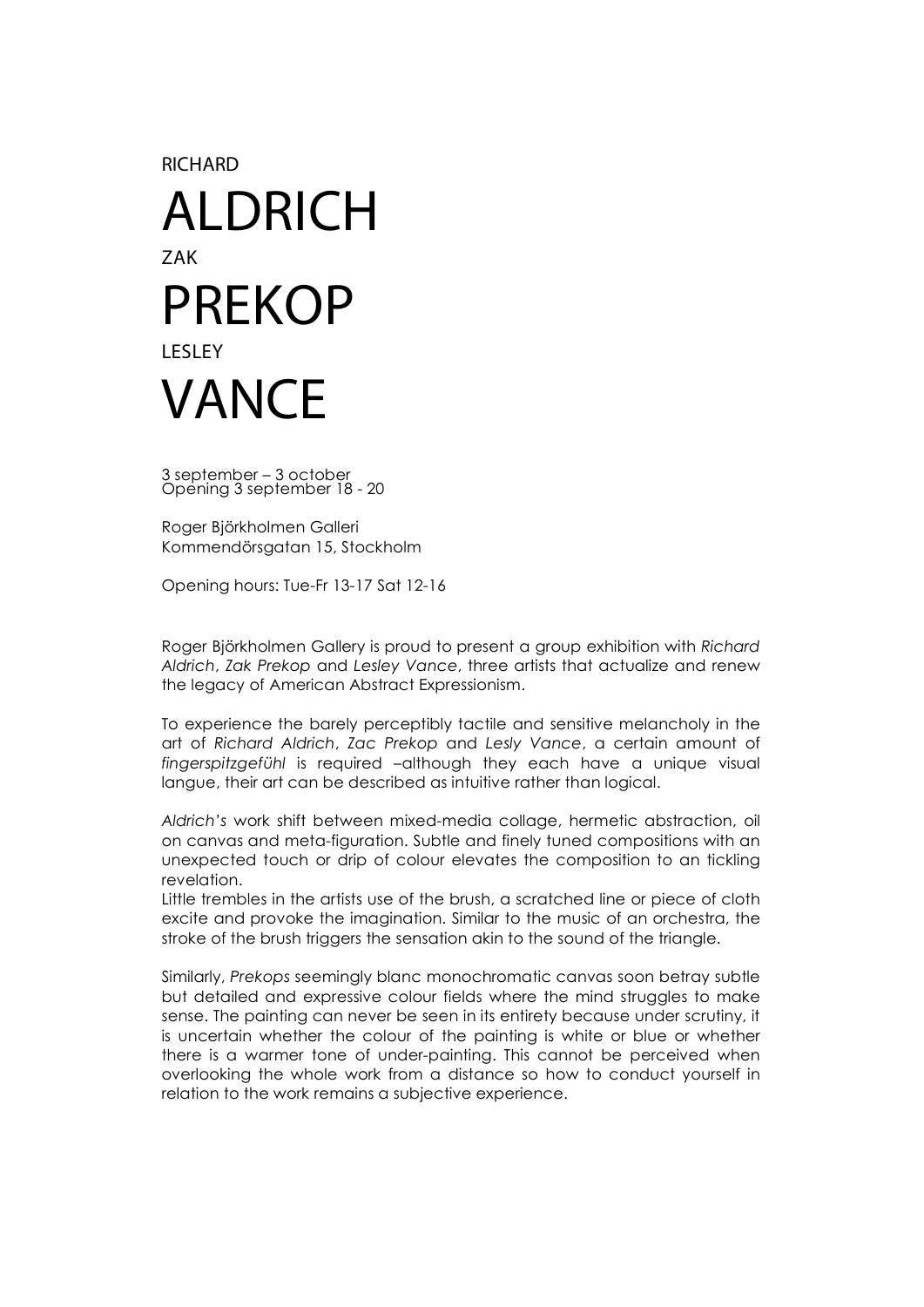RICHARD

# ALDRICH

ZAK

# PREKOP

LESLEY

# VANCE

3 september – 3 october
Opening 3 september 18 - 20

Roger Björkholmen Galleri
Kommendörsgatan 15, Stockholm

Opening hours: Tue-Fr 13-17 Sat 12-16

Roger Björkholmen Gallery is proud to present a group exhibition with *Richard Aldrich*, *Zak Prekop* and *Lesley Vance*, three artists that actualize and renew the legacy of American Abstract Expressionism.

To experience the barely perceptibly tactile and sensitive melancholy in the art of *Richard Aldrich*, *Zac Prekop* and *Lesly Vance*, a certain amount of *fingerspitzgefühl* is required –although they each have a unique visual langue, their art can be described as intuitive rather than logical.

*Aldrich's* work shift between mixed-media collage, hermetic abstraction, oil on canvas and meta-figuration. Subtle and finely tuned compositions with an unexpected touch or drip of colour elevates the composition to an tickling revelation.
Little trembles in the artists use of the brush, a scratched line or piece of cloth excite and provoke the imagination. Similar to the music of an orchestra, the stroke of the brush triggers the sensation akin to the sound of the triangle.

Similarly, *Prekops* seemingly blanc monochromatic canvas soon betray subtle but detailed and expressive colour fields where the mind struggles to make sense. The painting can never be seen in its entirety because under scrutiny, it is uncertain whether the colour of the painting is white or blue or whether there is a warmer tone of under-painting. This cannot be perceived when overlooking the whole work from a distance so how to conduct yourself in relation to the work remains a subjective experience.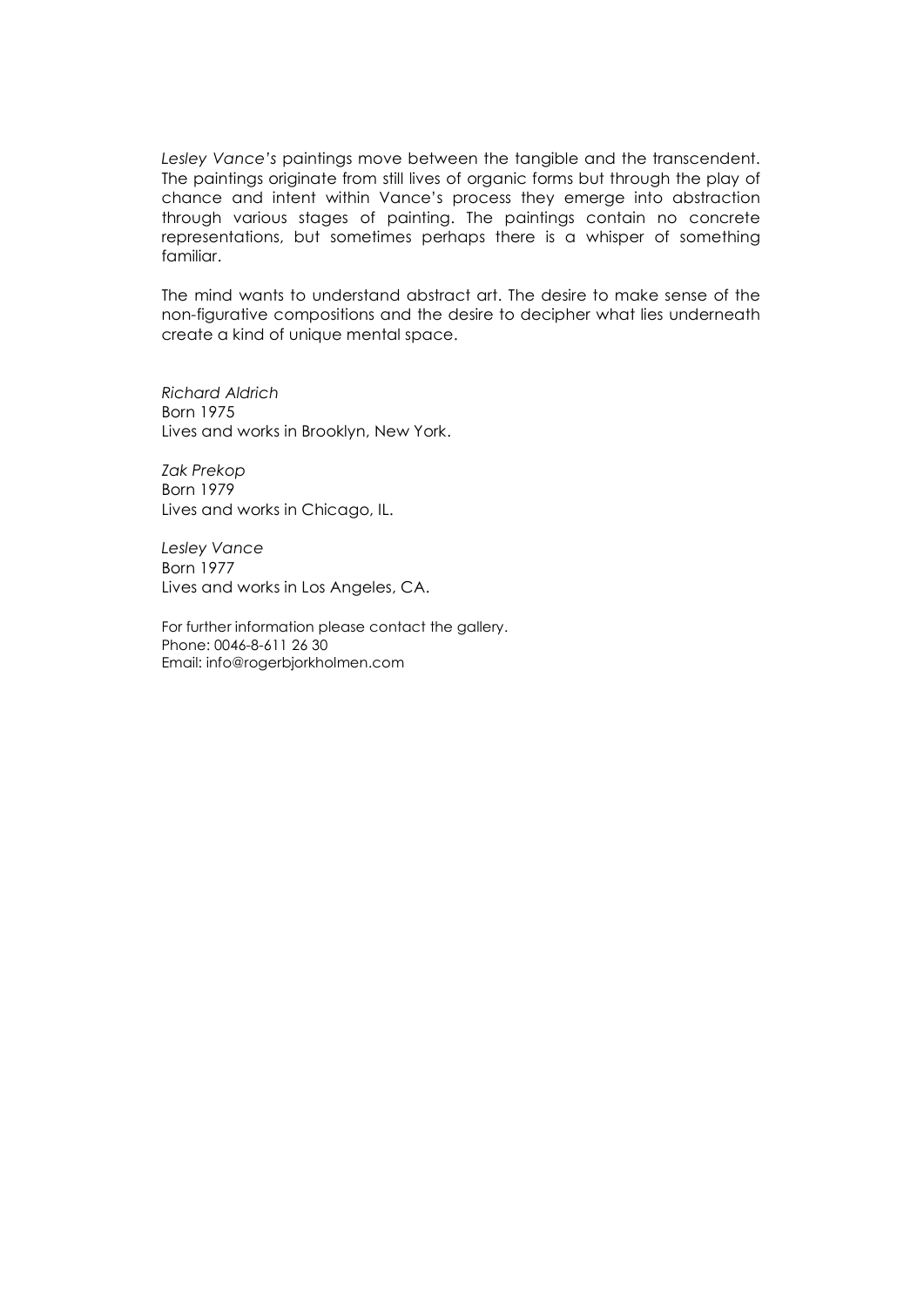*Lesley Vance's* paintings move between the tangible and the transcendent. The paintings originate from still lives of organic forms but through the play of chance and intent within Vance's process they emerge into abstraction through various stages of painting. The paintings contain no concrete representations, but sometimes perhaps there is a whisper of something familiar.

The mind wants to understand abstract art. The desire to make sense of the non-figurative compositions and the desire to decipher what lies underneath create a kind of unique mental space.

*Richard Aldrich*
Born 1975
Lives and works in Brooklyn, New York.

*Zak Prekop*
Born 1979
Lives and works in Chicago, IL.

*Lesley Vance*
Born 1977
Lives and works in Los Angeles, CA.

For further information please contact the gallery.
Phone: 0046-8-611 26 30
Email: info@rogerbjorkholmen.com